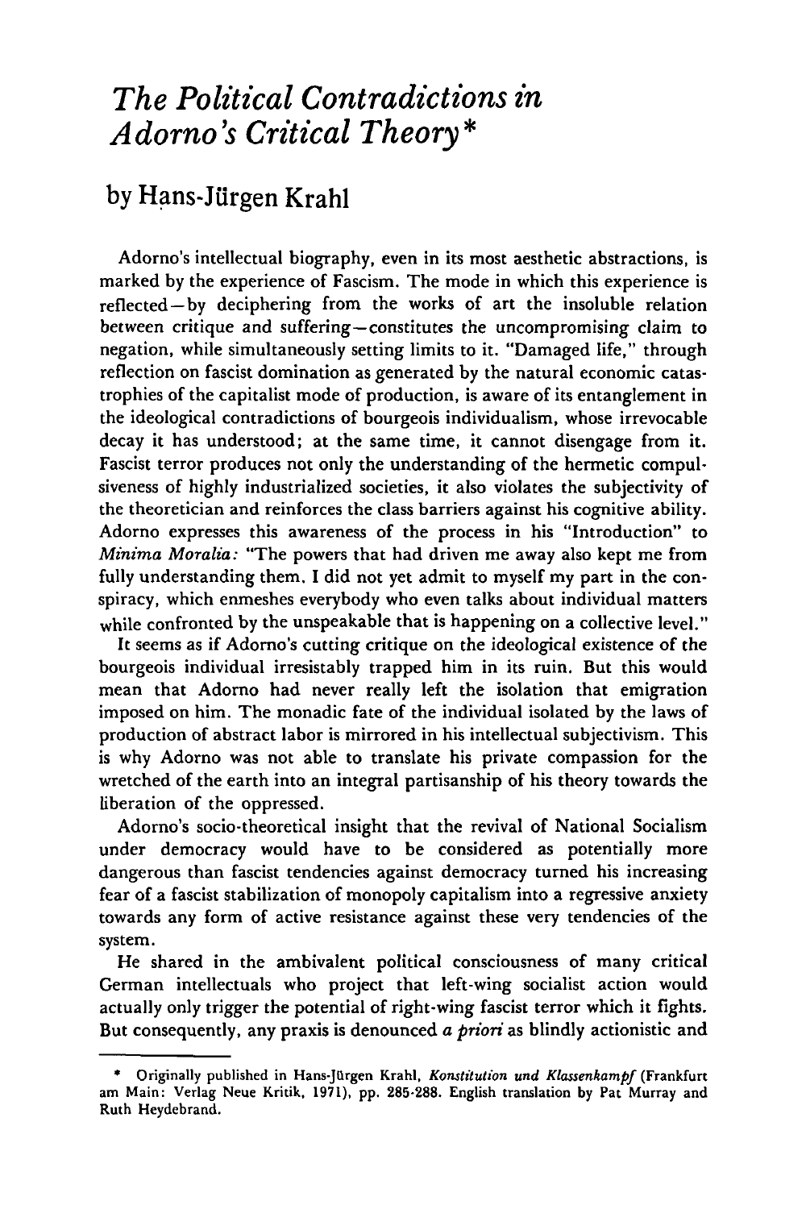# *The Political Contradictions in Adorno's Critical Theory\**

## by Hans-Jürgen Krahl

Adorno's intellectual biography, even in its most aesthetic abstractions, is marked by the experience of Fascism. The mode in which this experience is reflected—by deciphering from the works of art the insoluble relation between critique and suffering—constitutes the uncompromising claim to negation, while simultaneously setting limits to it. "Damaged life," through reflection on fascist domination as generated by the natural economic catastrophies of the capitalist mode of production, is aware of its entanglement in the ideological contradictions of bourgeois individualism, whose irrevocable decay it has understood; at the same time, it cannot disengage from it. Fascist terror produces not only the understanding of the hermetic compulsiveness of highly industrialized societies, it also violates the subjectivity of the theoretician and reinforces the class barriers against his cognitive ability. Adorno expresses this awareness of the process in his "Introduction" to *Minima Moralia:* "The powers that had driven me away also kept me from fully understanding them. I did not yet admit to myself my part in the conspiracy, which enmeshes everybody who even talks about individual matters while confronted by the unspeakable that is happening on a collective level."

It seems as if Adorno's cutting critique on the ideological existence of the bourgeois individual irresistably trapped him in its ruin. But this would mean that Adorno had never really left the isolation that emigration imposed on him. The monadic fate of the individual isolated by the laws of production of abstract labor is mirrored in his intellectual subjectivism. This is why Adorno was not able to translate his private compassion for the wretched of the earth into an integral partisanship of his theory towards the liberation of the oppressed.

Adorno's socio-theoretical insight that the revival of National Socialism under democracy would have to be considered as potentially more dangerous than fascist tendencies against democracy turned his increasing fear of a fascist stabilization of monopoly capitalism into a regressive anxiety towards any form of active resistance against these very tendencies of the system.

He shared in the ambivalent political consciousness of many critical German intellectuals who project that left-wing socialist action would actually only trigger the potential of right-wing fascist terror which it fights. But consequently, any praxis is denounced *a priori* as blindly actionistic and

---

\* Originally published in Hans-Jürgen Krahl, *Konstitution und Klassenkampf* (Frankfurt am Main: Verlag Neue Kritik, 1971), pp. 285-288. English translation by Pat Murray and Ruth Heydebrand.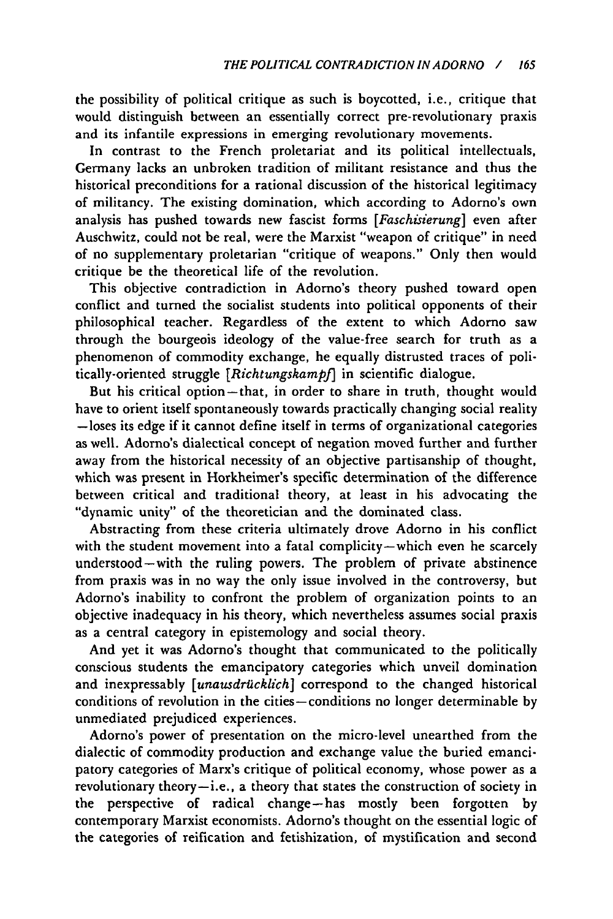the possibility of political critique as such is boycotted, i.e., critique that would distinguish between an essentially correct pre-revolutionary praxis and its infantile expressions in emerging revolutionary movements.

In contrast to the French proletariat and its political intellectuals, Germany lacks an unbroken tradition of militant resistance and thus the historical preconditions for a rational discussion of the historical legitimacy of militancy. The existing domination, which according to Adorno's own analysis has pushed towards new fascist forms [*Faschisierung*] even after Auschwitz, could not be real, were the Marxist "weapon of critique" in need of no supplementary proletarian "critique of weapons." Only then would critique be the theoretical life of the revolution.

This objective contradiction in Adorno's theory pushed toward open conflict and turned the socialist students into political opponents of their philosophical teacher. Regardless of the extent to which Adorno saw through the bourgeois ideology of the value-free search for truth as a phenomenon of commodity exchange, he equally distrusted traces of politically-oriented struggle [*Richtungskampf*] in scientific dialogue.

But his critical option—that, in order to share in truth, thought would have to orient itself spontaneously towards practically changing social reality —loses its edge if it cannot define itself in terms of organizational categories as well. Adorno's dialectical concept of negation moved further and further away from the historical necessity of an objective partisanship of thought, which was present in Horkheimer's specific determination of the difference between critical and traditional theory, at least in his advocating the "dynamic unity" of the theoretician and the dominated class.

Abstracting from these criteria ultimately drove Adorno in his conflict with the student movement into a fatal complicity—which even he scarcely understood—with the ruling powers. The problem of private abstinence from praxis was in no way the only issue involved in the controversy, but Adorno's inability to confront the problem of organization points to an objective inadequacy in his theory, which nevertheless assumes social praxis as a central category in epistemology and social theory.

And yet it was Adorno's thought that communicated to the politically conscious students the emancipatory categories which unveil domination and inexpressably [*unausdrücklich*] correspond to the changed historical conditions of revolution in the cities—conditions no longer determinable by unmediated prejudiced experiences.

Adorno's power of presentation on the micro-level unearthed from the dialectic of commodity production and exchange value the buried emancipatory categories of Marx's critique of political economy, whose power as a revolutionary theory—i.e., a theory that states the construction of society in the perspective of radical change—has mostly been forgotten by contemporary Marxist economists. Adorno's thought on the essential logic of the categories of reification and fetishization, of mystification and second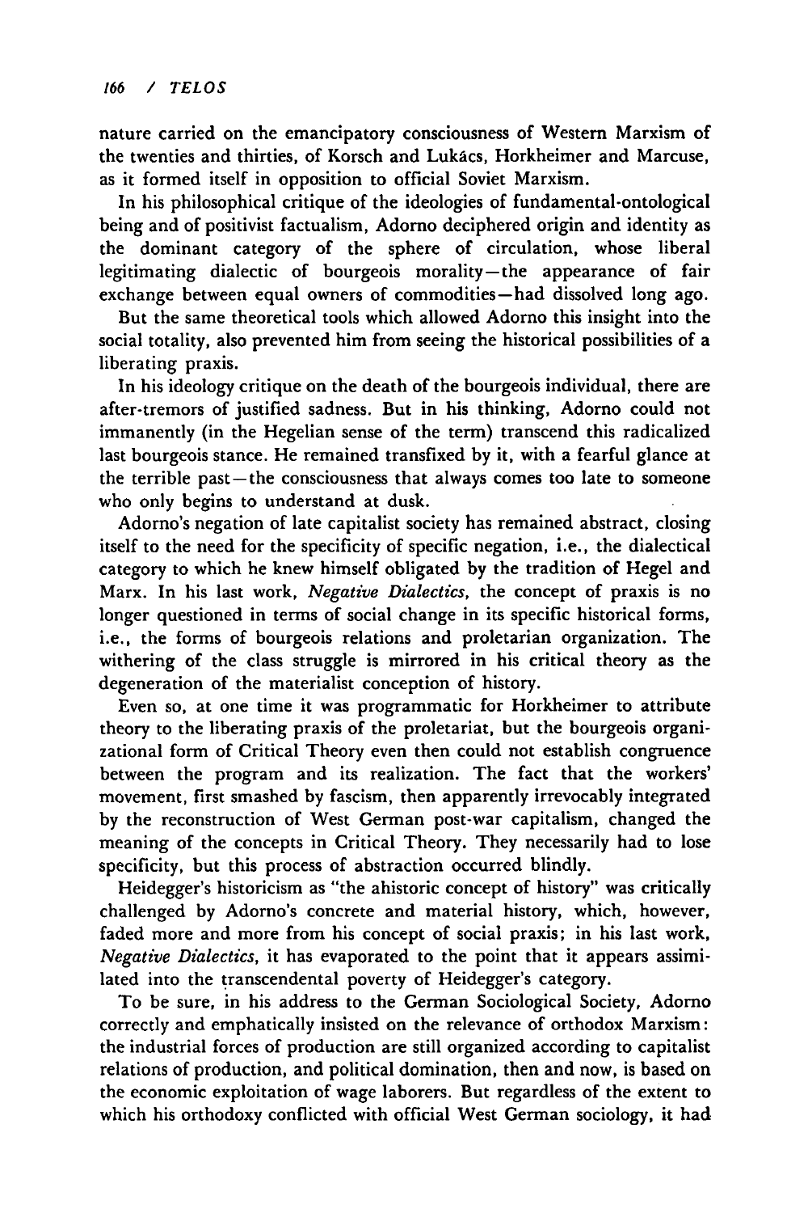nature carried on the emancipatory consciousness of Western Marxism of the twenties and thirties, of Korsch and Lukács, Horkheimer and Marcuse, as it formed itself in opposition to official Soviet Marxism.

In his philosophical critique of the ideologies of fundamental-ontological being and of positivist factualism, Adorno deciphered origin and identity as the dominant category of the sphere of circulation, whose liberal legitimating dialectic of bourgeois morality—the appearance of fair exchange between equal owners of commodities—had dissolved long ago.

But the same theoretical tools which allowed Adorno this insight into the social totality, also prevented him from seeing the historical possibilities of a liberating praxis.

In his ideology critique on the death of the bourgeois individual, there are after-tremors of justified sadness. But in his thinking, Adorno could not immanently (in the Hegelian sense of the term) transcend this radicalized last bourgeois stance. He remained transfixed by it, with a fearful glance at the terrible past—the consciousness that always comes too late to someone who only begins to understand at dusk.

Adorno's negation of late capitalist society has remained abstract, closing itself to the need for the specificity of specific negation, i.e., the dialectical category to which he knew himself obligated by the tradition of Hegel and Marx. In his last work, *Negative Dialectics*, the concept of praxis is no longer questioned in terms of social change in its specific historical forms, i.e., the forms of bourgeois relations and proletarian organization. The withering of the class struggle is mirrored in his critical theory as the degeneration of the materialist conception of history.

Even so, at one time it was programmatic for Horkheimer to attribute theory to the liberating praxis of the proletariat, but the bourgeois organizational form of Critical Theory even then could not establish congruence between the program and its realization. The fact that the workers' movement, first smashed by fascism, then apparently irrevocably integrated by the reconstruction of West German post-war capitalism, changed the meaning of the concepts in Critical Theory. They necessarily had to lose specificity, but this process of abstraction occurred blindly.

Heidegger's historicism as "the ahistoric concept of history" was critically challenged by Adorno's concrete and material history, which, however, faded more and more from his concept of social praxis; in his last work, *Negative Dialectics*, it has evaporated to the point that it appears assimilated into the transcendental poverty of Heidegger's category.

To be sure, in his address to the German Sociological Society, Adorno correctly and emphatically insisted on the relevance of orthodox Marxism: the industrial forces of production are still organized according to capitalist relations of production, and political domination, then and now, is based on the economic exploitation of wage laborers. But regardless of the extent to which his orthodoxy conflicted with official West German sociology, it had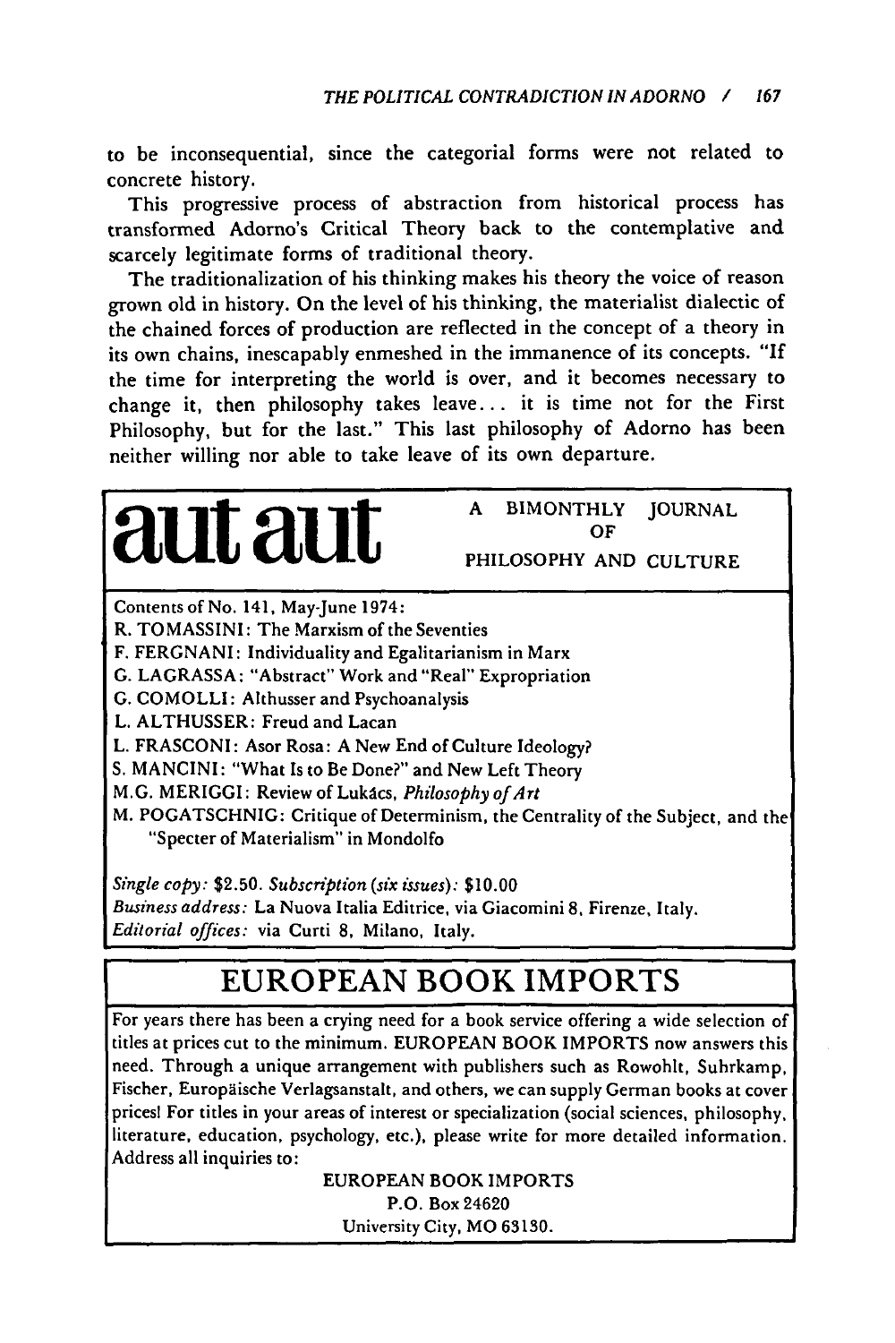to be inconsequential, since the categorial forms were not related to concrete history.

This progressive process of abstraction from historical process has transformed Adorno's Critical Theory back to the contemplative and scarcely legitimate forms of traditional theory.

The traditionalization of his thinking makes his theory the voice of reason grown old in history. On the level of his thinking, the materialist dialectic of the chained forces of production are reflected in the concept of a theory in its own chains, inescapably enmeshed in the immanence of its concepts. "If the time for interpreting the world is over, and it becomes necessary to change it, then philosophy takes leave... it is time not for the First Philosophy, but for the last." This last philosophy of Adorno has been neither willing nor able to take leave of its own departure.

---

# aut aut

A BIMONTHLY JOURNAL OF PHILOSOPHY AND CULTURE

Contents of No. 141, May-June 1974:

R. TOMASSINI: The Marxism of the Seventies
F. FERGNANI: Individuality and Egalitarianism in Marx
G. LAGRASSA: "Abstract" Work and "Real" Expropriation
G. COMOLLI: Althusser and Psychoanalysis
L. ALTHUSSER: Freud and Lacan
L. FRASCONI: Asor Rosa: A New End of Culture Ideology?
S. MANCINI: "What Is to Be Done?" and New Left Theory
M.G. MERIGGI: Review of Lukács, *Philosophy of Art*
M. POGATSCHNIG: Critique of Determinism, the Centrality of the Subject, and the "Specter of Materialism" in Mondolfo

*Single copy:* $2.50. *Subscription (six issues):* $10.00
*Business address:* La Nuova Italia Editrice, via Giacomini 8, Firenze, Italy.
*Editorial offices:* via Curti 8, Milano, Italy.

---

# EUROPEAN BOOK IMPORTS

For years there has been a crying need for a book service offering a wide selection of titles at prices cut to the minimum. EUROPEAN BOOK IMPORTS now answers this need. Through a unique arrangement with publishers such as Rowohlt, Suhrkamp, Fischer, Europäische Verlagsanstalt, and others, we can supply German books at cover prices! For titles in your areas of interest or specialization (social sciences, philosophy, literature, education, psychology, etc.), please write for more detailed information. Address all inquiries to:

EUROPEAN BOOK IMPORTS
P.O. Box 24620
University City, MO 63130.